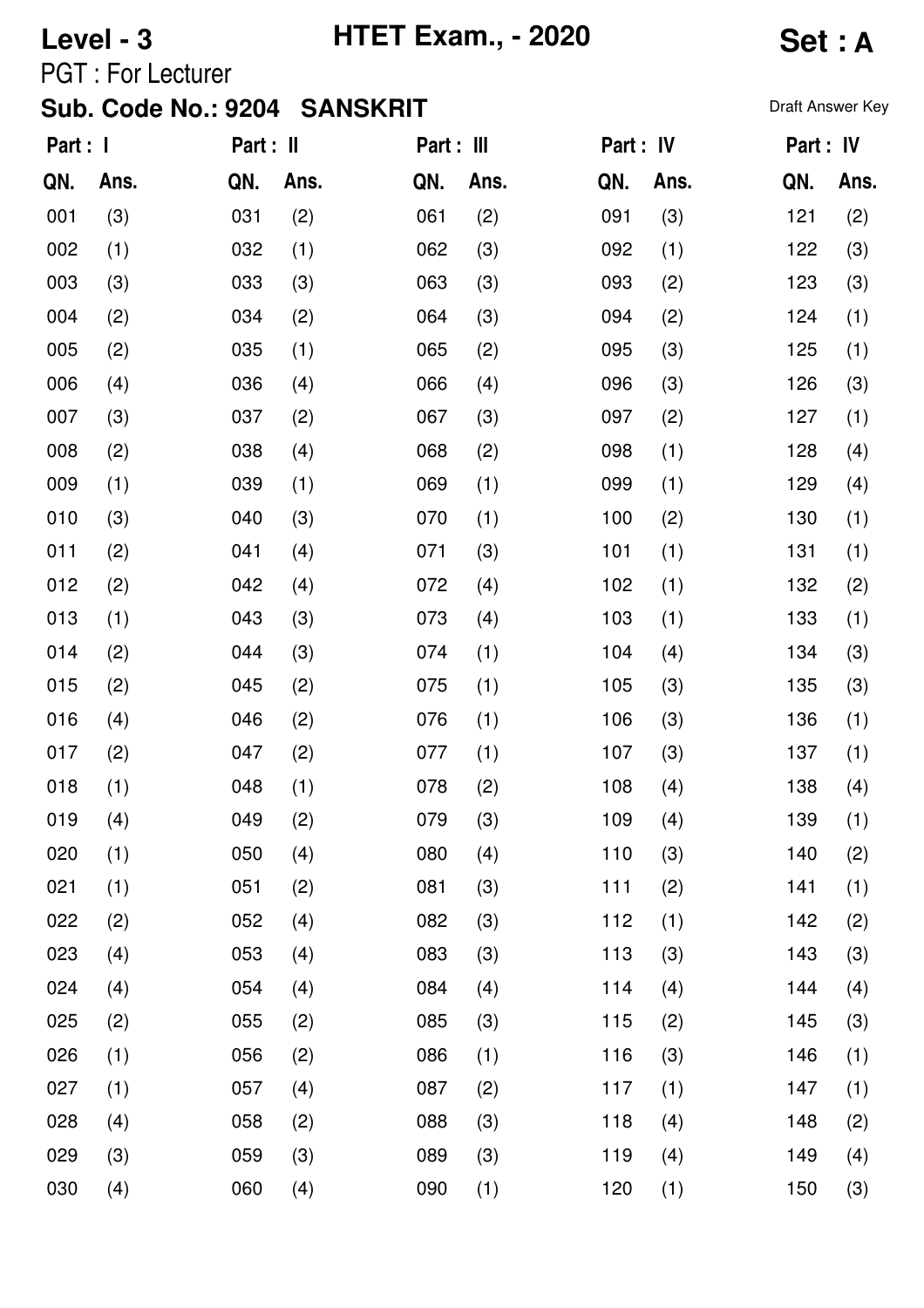**Level - 3** **HTET Exam., - 2020** **Set : A**

PGT : For Lecturer

**Sub. Code No.: 9204 SANSKRIT**

Draft Answer Key

| Part : I | | Part : II | | Part : III | | Part : IV | | Part : IV | |
|---|---|---|---|---|---|---|---|---|---|
| **QN.** | **Ans.** | **QN.** | **Ans.** | **QN.** | **Ans.** | **QN.** | **Ans.** | **QN.** | **Ans.** |
| 001 | (3) | 031 | (2) | 061 | (2) | 091 | (3) | 121 | (2) |
| 002 | (1) | 032 | (1) | 062 | (3) | 092 | (1) | 122 | (3) |
| 003 | (3) | 033 | (3) | 063 | (3) | 093 | (2) | 123 | (3) |
| 004 | (2) | 034 | (2) | 064 | (3) | 094 | (2) | 124 | (1) |
| 005 | (2) | 035 | (1) | 065 | (2) | 095 | (3) | 125 | (1) |
| 006 | (4) | 036 | (4) | 066 | (4) | 096 | (3) | 126 | (3) |
| 007 | (3) | 037 | (2) | 067 | (3) | 097 | (2) | 127 | (1) |
| 008 | (2) | 038 | (4) | 068 | (2) | 098 | (1) | 128 | (4) |
| 009 | (1) | 039 | (1) | 069 | (1) | 099 | (1) | 129 | (4) |
| 010 | (3) | 040 | (3) | 070 | (1) | 100 | (2) | 130 | (1) |
| 011 | (2) | 041 | (4) | 071 | (3) | 101 | (1) | 131 | (1) |
| 012 | (2) | 042 | (4) | 072 | (4) | 102 | (1) | 132 | (2) |
| 013 | (1) | 043 | (3) | 073 | (4) | 103 | (1) | 133 | (1) |
| 014 | (2) | 044 | (3) | 074 | (1) | 104 | (4) | 134 | (3) |
| 015 | (2) | 045 | (2) | 075 | (1) | 105 | (3) | 135 | (3) |
| 016 | (4) | 046 | (2) | 076 | (1) | 106 | (3) | 136 | (1) |
| 017 | (2) | 047 | (2) | 077 | (1) | 107 | (3) | 137 | (1) |
| 018 | (1) | 048 | (1) | 078 | (2) | 108 | (4) | 138 | (4) |
| 019 | (4) | 049 | (2) | 079 | (3) | 109 | (4) | 139 | (1) |
| 020 | (1) | 050 | (4) | 080 | (4) | 110 | (3) | 140 | (2) |
| 021 | (1) | 051 | (2) | 081 | (3) | 111 | (2) | 141 | (1) |
| 022 | (2) | 052 | (4) | 082 | (3) | 112 | (1) | 142 | (2) |
| 023 | (4) | 053 | (4) | 083 | (3) | 113 | (3) | 143 | (3) |
| 024 | (4) | 054 | (4) | 084 | (4) | 114 | (4) | 144 | (4) |
| 025 | (2) | 055 | (2) | 085 | (3) | 115 | (2) | 145 | (3) |
| 026 | (1) | 056 | (2) | 086 | (1) | 116 | (3) | 146 | (1) |
| 027 | (1) | 057 | (4) | 087 | (2) | 117 | (1) | 147 | (1) |
| 028 | (4) | 058 | (2) | 088 | (3) | 118 | (4) | 148 | (2) |
| 029 | (3) | 059 | (3) | 089 | (3) | 119 | (4) | 149 | (4) |
| 030 | (4) | 060 | (4) | 090 | (1) | 120 | (1) | 150 | (3) |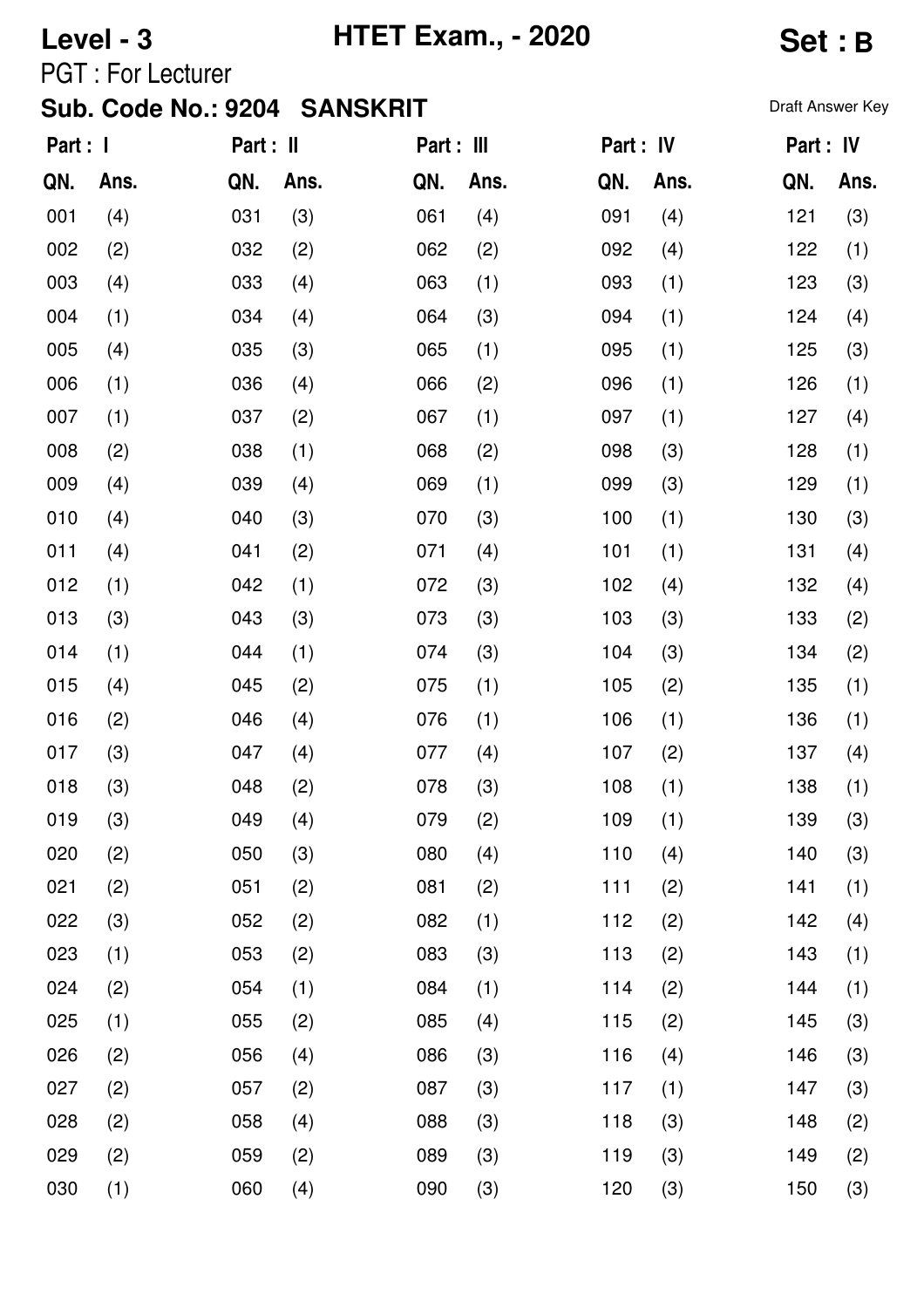**Level - 3** **HTET Exam., - 2020** **Set : B**

PGT : For Lecturer

**Sub. Code No.: 9204 SANSKRIT**

Draft Answer Key

| Part : I | | Part : II | | Part : III | | Part : IV | | Part : IV | |
|---|---|---|---|---|---|---|---|---|---|
| QN. | Ans. | QN. | Ans. | QN. | Ans. | QN. | Ans. | QN. | Ans. |
| 001 | (4) | 031 | (3) | 061 | (4) | 091 | (4) | 121 | (3) |
| 002 | (2) | 032 | (2) | 062 | (2) | 092 | (4) | 122 | (1) |
| 003 | (4) | 033 | (4) | 063 | (1) | 093 | (1) | 123 | (3) |
| 004 | (1) | 034 | (4) | 064 | (3) | 094 | (1) | 124 | (4) |
| 005 | (4) | 035 | (3) | 065 | (1) | 095 | (1) | 125 | (3) |
| 006 | (1) | 036 | (4) | 066 | (2) | 096 | (1) | 126 | (1) |
| 007 | (1) | 037 | (2) | 067 | (1) | 097 | (1) | 127 | (4) |
| 008 | (2) | 038 | (1) | 068 | (2) | 098 | (3) | 128 | (1) |
| 009 | (4) | 039 | (4) | 069 | (1) | 099 | (3) | 129 | (1) |
| 010 | (4) | 040 | (3) | 070 | (3) | 100 | (1) | 130 | (3) |
| 011 | (4) | 041 | (2) | 071 | (4) | 101 | (1) | 131 | (4) |
| 012 | (1) | 042 | (1) | 072 | (3) | 102 | (4) | 132 | (4) |
| 013 | (3) | 043 | (3) | 073 | (3) | 103 | (3) | 133 | (2) |
| 014 | (1) | 044 | (1) | 074 | (3) | 104 | (3) | 134 | (2) |
| 015 | (4) | 045 | (2) | 075 | (1) | 105 | (2) | 135 | (1) |
| 016 | (2) | 046 | (4) | 076 | (1) | 106 | (1) | 136 | (1) |
| 017 | (3) | 047 | (4) | 077 | (4) | 107 | (2) | 137 | (4) |
| 018 | (3) | 048 | (2) | 078 | (3) | 108 | (1) | 138 | (1) |
| 019 | (3) | 049 | (4) | 079 | (2) | 109 | (1) | 139 | (3) |
| 020 | (2) | 050 | (3) | 080 | (4) | 110 | (4) | 140 | (3) |
| 021 | (2) | 051 | (2) | 081 | (2) | 111 | (2) | 141 | (1) |
| 022 | (3) | 052 | (2) | 082 | (1) | 112 | (2) | 142 | (4) |
| 023 | (1) | 053 | (2) | 083 | (3) | 113 | (2) | 143 | (1) |
| 024 | (2) | 054 | (1) | 084 | (1) | 114 | (2) | 144 | (1) |
| 025 | (1) | 055 | (2) | 085 | (4) | 115 | (2) | 145 | (3) |
| 026 | (2) | 056 | (4) | 086 | (3) | 116 | (4) | 146 | (3) |
| 027 | (2) | 057 | (2) | 087 | (3) | 117 | (1) | 147 | (3) |
| 028 | (2) | 058 | (4) | 088 | (3) | 118 | (3) | 148 | (2) |
| 029 | (2) | 059 | (2) | 089 | (3) | 119 | (3) | 149 | (2) |
| 030 | (1) | 060 | (4) | 090 | (3) | 120 | (3) | 150 | (3) |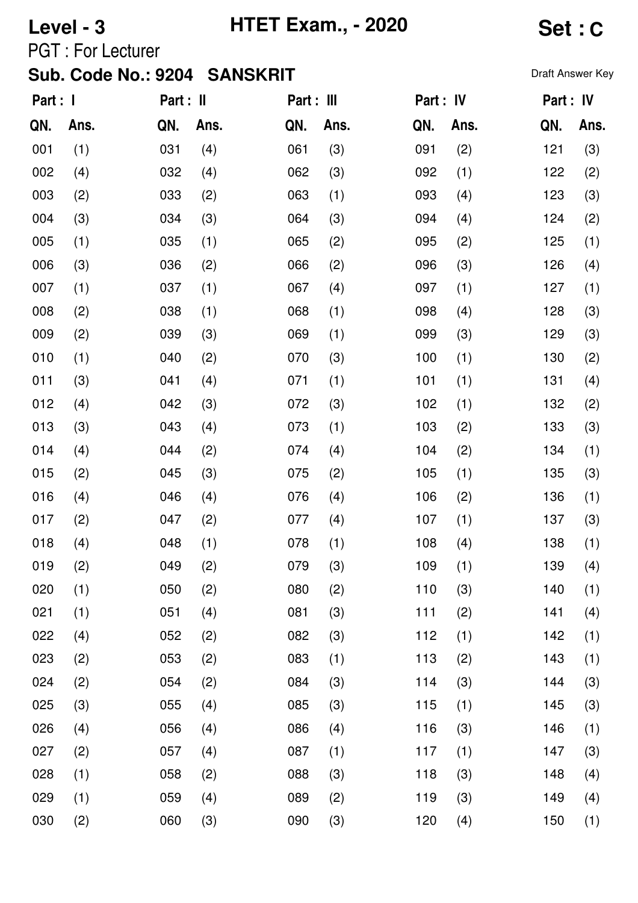**Level - 3** **HTET Exam., - 2020** **Set : C**

PGT : For Lecturer

**Sub. Code No.: 9204 SANSKRIT**

Draft Answer Key

| Part : I | | Part : II | | Part : III | | Part : IV | | Part : IV | |
|---|---|---|---|---|---|---|---|---|---|
| QN. | Ans. | QN. | Ans. | QN. | Ans. | QN. | Ans. | QN. | Ans. |
| 001 | (1) | 031 | (4) | 061 | (3) | 091 | (2) | 121 | (3) |
| 002 | (4) | 032 | (4) | 062 | (3) | 092 | (1) | 122 | (2) |
| 003 | (2) | 033 | (2) | 063 | (1) | 093 | (4) | 123 | (3) |
| 004 | (3) | 034 | (3) | 064 | (3) | 094 | (4) | 124 | (2) |
| 005 | (1) | 035 | (1) | 065 | (2) | 095 | (2) | 125 | (1) |
| 006 | (3) | 036 | (2) | 066 | (2) | 096 | (3) | 126 | (4) |
| 007 | (1) | 037 | (1) | 067 | (4) | 097 | (1) | 127 | (1) |
| 008 | (2) | 038 | (1) | 068 | (1) | 098 | (4) | 128 | (3) |
| 009 | (2) | 039 | (3) | 069 | (1) | 099 | (3) | 129 | (3) |
| 010 | (1) | 040 | (2) | 070 | (3) | 100 | (1) | 130 | (2) |
| 011 | (3) | 041 | (4) | 071 | (1) | 101 | (1) | 131 | (4) |
| 012 | (4) | 042 | (3) | 072 | (3) | 102 | (1) | 132 | (2) |
| 013 | (3) | 043 | (4) | 073 | (1) | 103 | (2) | 133 | (3) |
| 014 | (4) | 044 | (2) | 074 | (4) | 104 | (2) | 134 | (1) |
| 015 | (2) | 045 | (3) | 075 | (2) | 105 | (1) | 135 | (3) |
| 016 | (4) | 046 | (4) | 076 | (4) | 106 | (2) | 136 | (1) |
| 017 | (2) | 047 | (2) | 077 | (4) | 107 | (1) | 137 | (3) |
| 018 | (4) | 048 | (1) | 078 | (1) | 108 | (4) | 138 | (1) |
| 019 | (2) | 049 | (2) | 079 | (3) | 109 | (1) | 139 | (4) |
| 020 | (1) | 050 | (2) | 080 | (2) | 110 | (3) | 140 | (1) |
| 021 | (1) | 051 | (4) | 081 | (3) | 111 | (2) | 141 | (4) |
| 022 | (4) | 052 | (2) | 082 | (3) | 112 | (1) | 142 | (1) |
| 023 | (2) | 053 | (2) | 083 | (1) | 113 | (2) | 143 | (1) |
| 024 | (2) | 054 | (2) | 084 | (3) | 114 | (3) | 144 | (3) |
| 025 | (3) | 055 | (4) | 085 | (3) | 115 | (1) | 145 | (3) |
| 026 | (4) | 056 | (4) | 086 | (4) | 116 | (3) | 146 | (1) |
| 027 | (2) | 057 | (4) | 087 | (1) | 117 | (1) | 147 | (3) |
| 028 | (1) | 058 | (2) | 088 | (3) | 118 | (3) | 148 | (4) |
| 029 | (1) | 059 | (4) | 089 | (2) | 119 | (3) | 149 | (4) |
| 030 | (2) | 060 | (3) | 090 | (3) | 120 | (4) | 150 | (1) |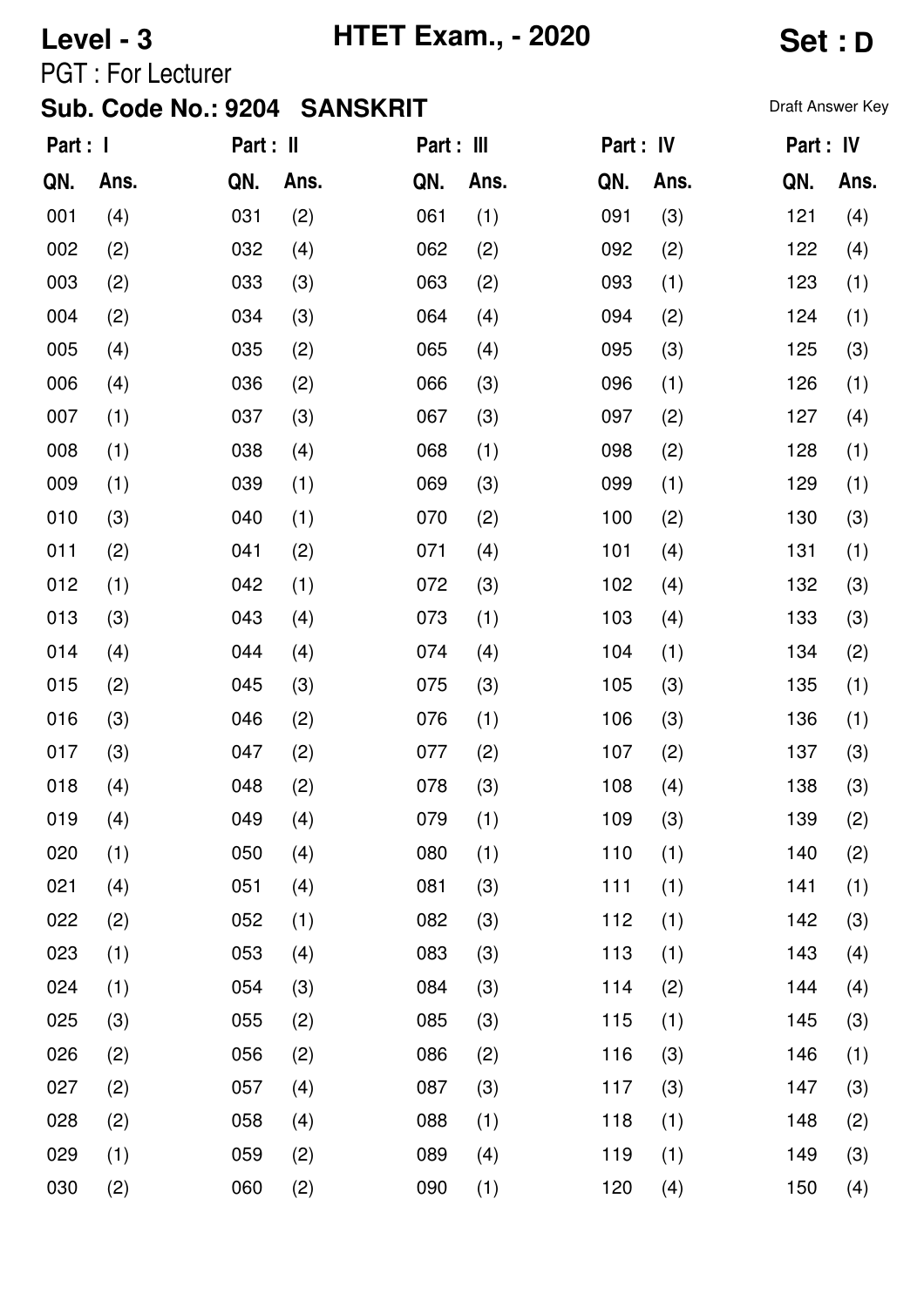**Level - 3** **HTET Exam., - 2020** **Set : D**

PGT : For Lecturer

**Sub. Code No.: 9204 SANSKRIT**

Draft Answer Key

| Part : I | | Part : II | | Part : III | | Part : IV | | Part : IV | |
|---|---|---|---|---|---|---|---|---|---|
| **QN.** | **Ans.** | **QN.** | **Ans.** | **QN.** | **Ans.** | **QN.** | **Ans.** | **QN.** | **Ans.** |
| 001 | (4) | 031 | (2) | 061 | (1) | 091 | (3) | 121 | (4) |
| 002 | (2) | 032 | (4) | 062 | (2) | 092 | (2) | 122 | (4) |
| 003 | (2) | 033 | (3) | 063 | (2) | 093 | (1) | 123 | (1) |
| 004 | (2) | 034 | (3) | 064 | (4) | 094 | (2) | 124 | (1) |
| 005 | (4) | 035 | (2) | 065 | (4) | 095 | (3) | 125 | (3) |
| 006 | (4) | 036 | (2) | 066 | (3) | 096 | (1) | 126 | (1) |
| 007 | (1) | 037 | (3) | 067 | (3) | 097 | (2) | 127 | (4) |
| 008 | (1) | 038 | (4) | 068 | (1) | 098 | (2) | 128 | (1) |
| 009 | (1) | 039 | (1) | 069 | (3) | 099 | (1) | 129 | (1) |
| 010 | (3) | 040 | (1) | 070 | (2) | 100 | (2) | 130 | (3) |
| 011 | (2) | 041 | (2) | 071 | (4) | 101 | (4) | 131 | (1) |
| 012 | (1) | 042 | (1) | 072 | (3) | 102 | (4) | 132 | (3) |
| 013 | (3) | 043 | (4) | 073 | (1) | 103 | (4) | 133 | (3) |
| 014 | (4) | 044 | (4) | 074 | (4) | 104 | (1) | 134 | (2) |
| 015 | (2) | 045 | (3) | 075 | (3) | 105 | (3) | 135 | (1) |
| 016 | (3) | 046 | (2) | 076 | (1) | 106 | (3) | 136 | (1) |
| 017 | (3) | 047 | (2) | 077 | (2) | 107 | (2) | 137 | (3) |
| 018 | (4) | 048 | (2) | 078 | (3) | 108 | (4) | 138 | (3) |
| 019 | (4) | 049 | (4) | 079 | (1) | 109 | (3) | 139 | (2) |
| 020 | (1) | 050 | (4) | 080 | (1) | 110 | (1) | 140 | (2) |
| 021 | (4) | 051 | (4) | 081 | (3) | 111 | (1) | 141 | (1) |
| 022 | (2) | 052 | (1) | 082 | (3) | 112 | (1) | 142 | (3) |
| 023 | (1) | 053 | (4) | 083 | (3) | 113 | (1) | 143 | (4) |
| 024 | (1) | 054 | (3) | 084 | (3) | 114 | (2) | 144 | (4) |
| 025 | (3) | 055 | (2) | 085 | (3) | 115 | (1) | 145 | (3) |
| 026 | (2) | 056 | (2) | 086 | (2) | 116 | (3) | 146 | (1) |
| 027 | (2) | 057 | (4) | 087 | (3) | 117 | (3) | 147 | (3) |
| 028 | (2) | 058 | (4) | 088 | (1) | 118 | (1) | 148 | (2) |
| 029 | (1) | 059 | (2) | 089 | (4) | 119 | (1) | 149 | (3) |
| 030 | (2) | 060 | (2) | 090 | (1) | 120 | (4) | 150 | (4) |